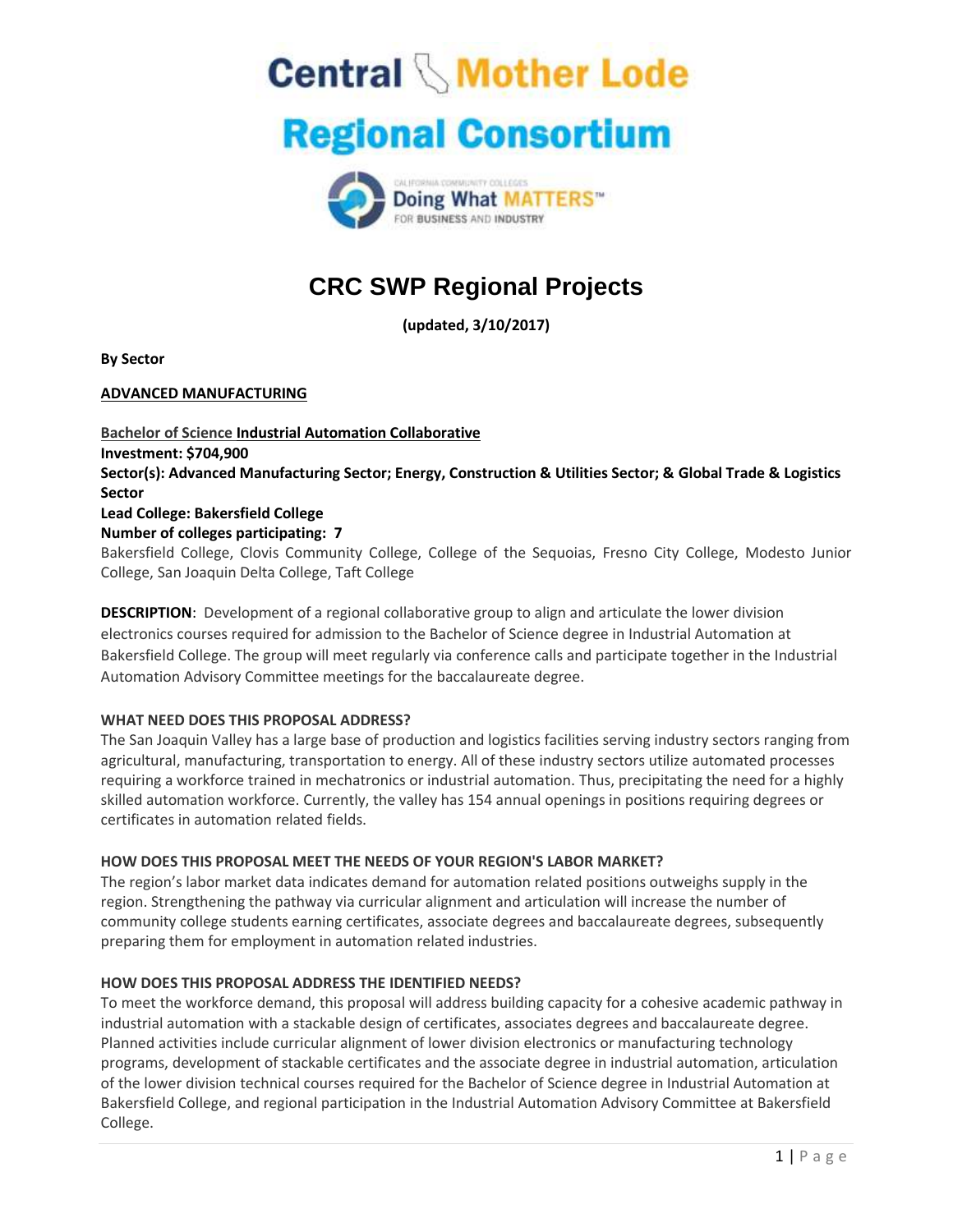# Central Mother Lode Regional Consortium

CALIFORNIA COMMUNITY COLLEGES
Doing What MATTERS™ FOR BUSINESS AND INDUSTRY

# CRC SWP Regional Projects

**(updated, 3/10/2017)**

**By Sector**

## ADVANCED MANUFACTURING

**Bachelor of Science Industrial Automation Collaborative**
**Investment: $704,900**
**Sector(s): Advanced Manufacturing Sector; Energy, Construction & Utilities Sector; & Global Trade & Logistics Sector**
**Lead College: Bakersfield College**
**Number of colleges participating: 7**
Bakersfield College, Clovis Community College, College of the Sequoias, Fresno City College, Modesto Junior College, San Joaquin Delta College, Taft College

**DESCRIPTION**: Development of a regional collaborative group to align and articulate the lower division electronics courses required for admission to the Bachelor of Science degree in Industrial Automation at Bakersfield College. The group will meet regularly via conference calls and participate together in the Industrial Automation Advisory Committee meetings for the baccalaureate degree.

**WHAT NEED DOES THIS PROPOSAL ADDRESS?**
The San Joaquin Valley has a large base of production and logistics facilities serving industry sectors ranging from agricultural, manufacturing, transportation to energy. All of these industry sectors utilize automated processes requiring a workforce trained in mechatronics or industrial automation. Thus, precipitating the need for a highly skilled automation workforce. Currently, the valley has 154 annual openings in positions requiring degrees or certificates in automation related fields.

**HOW DOES THIS PROPOSAL MEET THE NEEDS OF YOUR REGION'S LABOR MARKET?**
The region's labor market data indicates demand for automation related positions outweighs supply in the region. Strengthening the pathway via curricular alignment and articulation will increase the number of community college students earning certificates, associate degrees and baccalaureate degrees, subsequently preparing them for employment in automation related industries.

**HOW DOES THIS PROPOSAL ADDRESS THE IDENTIFIED NEEDS?**
To meet the workforce demand, this proposal will address building capacity for a cohesive academic pathway in industrial automation with a stackable design of certificates, associates degrees and baccalaureate degree. Planned activities include curricular alignment of lower division electronics or manufacturing technology programs, development of stackable certificates and the associate degree in industrial automation, articulation of the lower division technical courses required for the Bachelor of Science degree in Industrial Automation at Bakersfield College, and regional participation in the Industrial Automation Advisory Committee at Bakersfield College.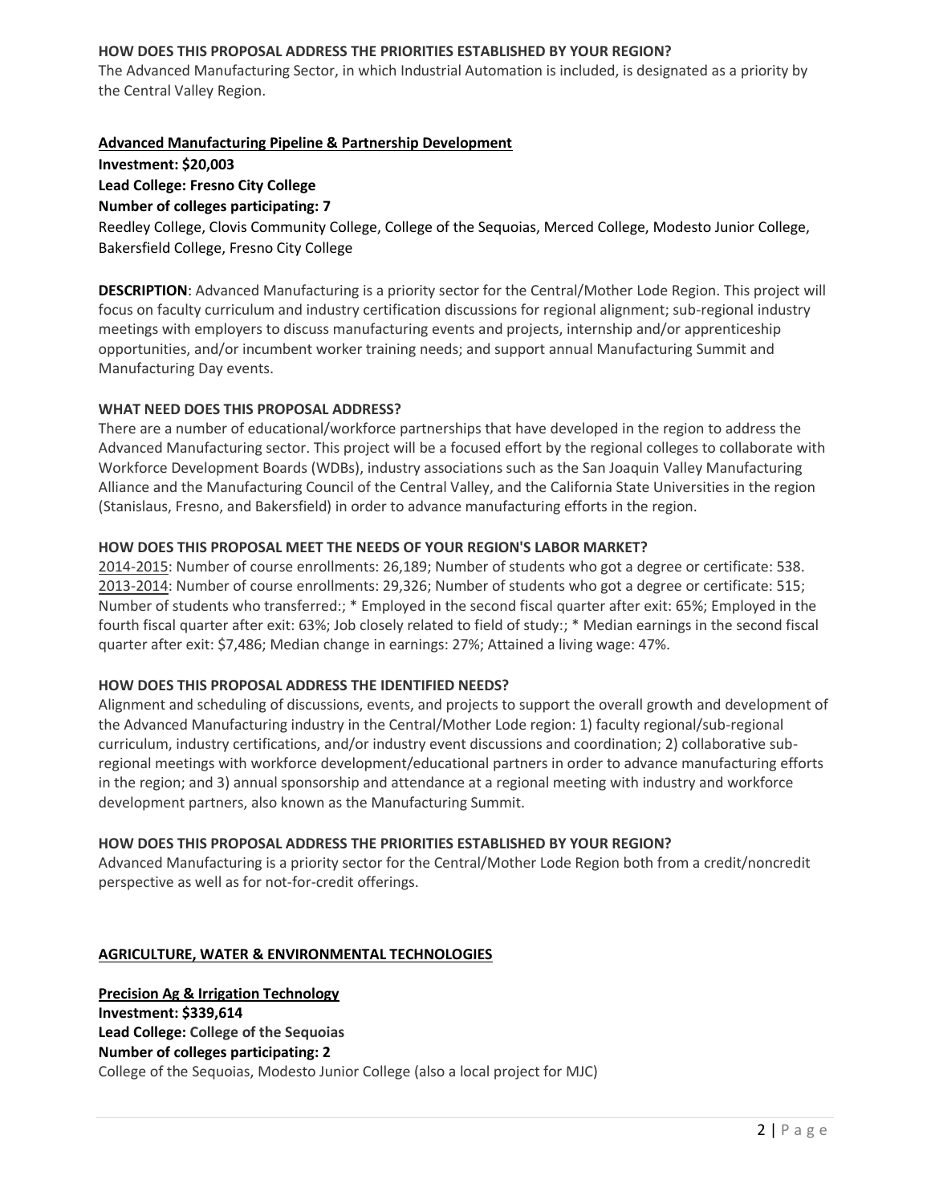**HOW DOES THIS PROPOSAL ADDRESS THE PRIORITIES ESTABLISHED BY YOUR REGION?**
The Advanced Manufacturing Sector, in which Industrial Automation is included, is designated as a priority by the Central Valley Region.

**Advanced Manufacturing Pipeline & Partnership Development**
**Investment: $20,003**
**Lead College: Fresno City College**
**Number of colleges participating: 7**
Reedley College, Clovis Community College, College of the Sequoias, Merced College, Modesto Junior College, Bakersfield College, Fresno City College

**DESCRIPTION**: Advanced Manufacturing is a priority sector for the Central/Mother Lode Region. This project will focus on faculty curriculum and industry certification discussions for regional alignment; sub-regional industry meetings with employers to discuss manufacturing events and projects, internship and/or apprenticeship opportunities, and/or incumbent worker training needs; and support annual Manufacturing Summit and Manufacturing Day events.

**WHAT NEED DOES THIS PROPOSAL ADDRESS?**
There are a number of educational/workforce partnerships that have developed in the region to address the Advanced Manufacturing sector. This project will be a focused effort by the regional colleges to collaborate with Workforce Development Boards (WDBs), industry associations such as the San Joaquin Valley Manufacturing Alliance and the Manufacturing Council of the Central Valley, and the California State Universities in the region (Stanislaus, Fresno, and Bakersfield) in order to advance manufacturing efforts in the region.

**HOW DOES THIS PROPOSAL MEET THE NEEDS OF YOUR REGION'S LABOR MARKET?**
2014-2015: Number of course enrollments: 26,189; Number of students who got a degree or certificate: 538.
2013-2014: Number of course enrollments: 29,326; Number of students who got a degree or certificate: 515; Number of students who transferred:; * Employed in the second fiscal quarter after exit: 65%; Employed in the fourth fiscal quarter after exit: 63%; Job closely related to field of study:; * Median earnings in the second fiscal quarter after exit: $7,486; Median change in earnings: 27%; Attained a living wage: 47%.

**HOW DOES THIS PROPOSAL ADDRESS THE IDENTIFIED NEEDS?**
Alignment and scheduling of discussions, events, and projects to support the overall growth and development of the Advanced Manufacturing industry in the Central/Mother Lode region: 1) faculty regional/sub-regional curriculum, industry certifications, and/or industry event discussions and coordination; 2) collaborative sub-regional meetings with workforce development/educational partners in order to advance manufacturing efforts in the region; and 3) annual sponsorship and attendance at a regional meeting with industry and workforce development partners, also known as the Manufacturing Summit.

**HOW DOES THIS PROPOSAL ADDRESS THE PRIORITIES ESTABLISHED BY YOUR REGION?**
Advanced Manufacturing is a priority sector for the Central/Mother Lode Region both from a credit/noncredit perspective as well as for not-for-credit offerings.

## AGRICULTURE, WATER & ENVIRONMENTAL TECHNOLOGIES

**Precision Ag & Irrigation Technology**
**Investment: $339,614**
**Lead College: College of the Sequoias**
**Number of colleges participating: 2**
College of the Sequoias, Modesto Junior College (also a local project for MJC)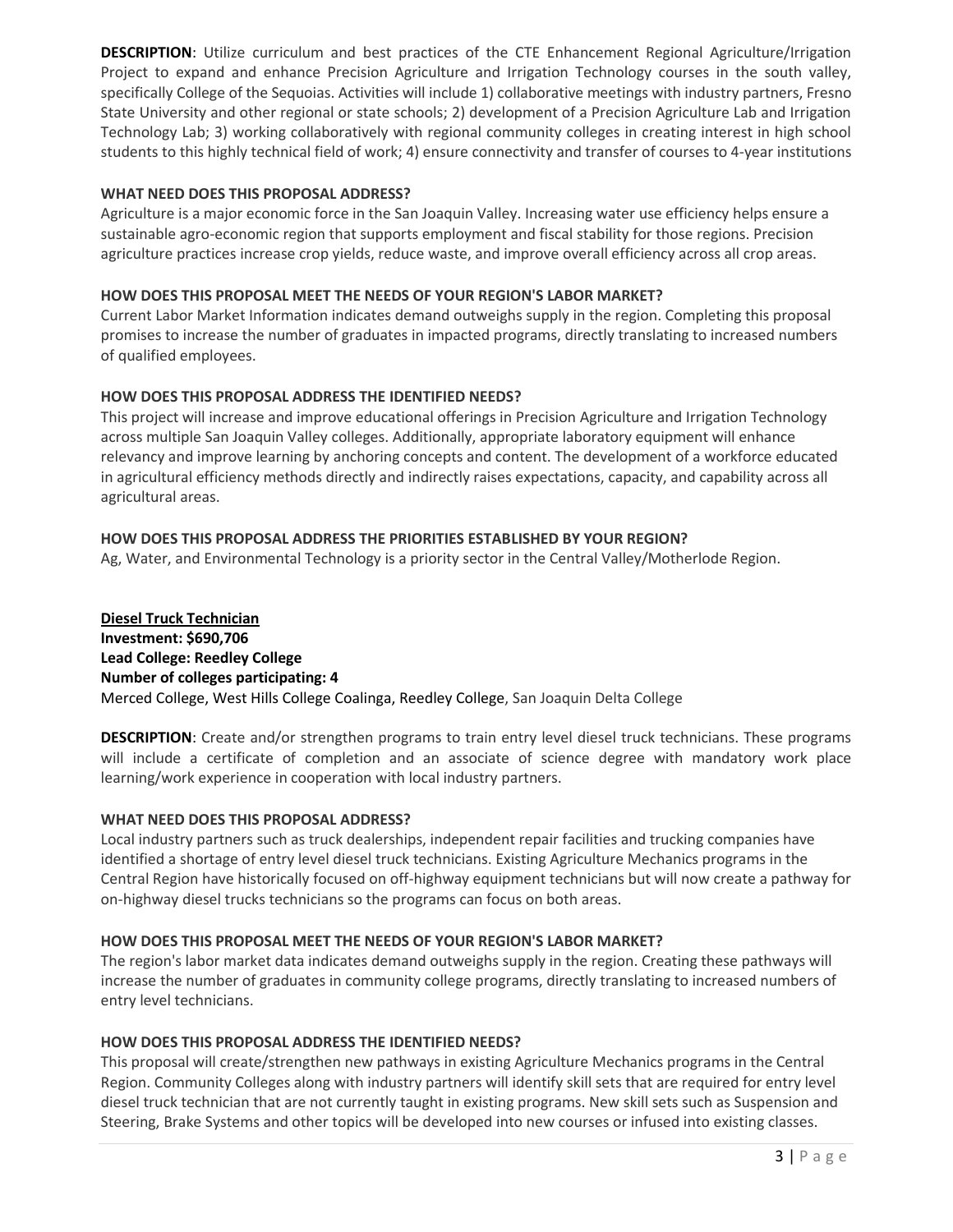**DESCRIPTION**: Utilize curriculum and best practices of the CTE Enhancement Regional Agriculture/Irrigation Project to expand and enhance Precision Agriculture and Irrigation Technology courses in the south valley, specifically College of the Sequoias. Activities will include 1) collaborative meetings with industry partners, Fresno State University and other regional or state schools; 2) development of a Precision Agriculture Lab and Irrigation Technology Lab; 3) working collaboratively with regional community colleges in creating interest in high school students to this highly technical field of work; 4) ensure connectivity and transfer of courses to 4-year institutions

**WHAT NEED DOES THIS PROPOSAL ADDRESS?**

Agriculture is a major economic force in the San Joaquin Valley. Increasing water use efficiency helps ensure a sustainable agro-economic region that supports employment and fiscal stability for those regions. Precision agriculture practices increase crop yields, reduce waste, and improve overall efficiency across all crop areas.

**HOW DOES THIS PROPOSAL MEET THE NEEDS OF YOUR REGION'S LABOR MARKET?**

Current Labor Market Information indicates demand outweighs supply in the region. Completing this proposal promises to increase the number of graduates in impacted programs, directly translating to increased numbers of qualified employees.

**HOW DOES THIS PROPOSAL ADDRESS THE IDENTIFIED NEEDS?**

This project will increase and improve educational offerings in Precision Agriculture and Irrigation Technology across multiple San Joaquin Valley colleges. Additionally, appropriate laboratory equipment will enhance relevancy and improve learning by anchoring concepts and content. The development of a workforce educated in agricultural efficiency methods directly and indirectly raises expectations, capacity, and capability across all agricultural areas.

**HOW DOES THIS PROPOSAL ADDRESS THE PRIORITIES ESTABLISHED BY YOUR REGION?**

Ag, Water, and Environmental Technology is a priority sector in the Central Valley/Motherlode Region.

**Diesel Truck Technician**
**Investment: $690,706**
**Lead College: Reedley College**
**Number of colleges participating: 4**
Merced College, West Hills College Coalinga, Reedley College, San Joaquin Delta College

**DESCRIPTION**: Create and/or strengthen programs to train entry level diesel truck technicians. These programs will include a certificate of completion and an associate of science degree with mandatory work place learning/work experience in cooperation with local industry partners.

**WHAT NEED DOES THIS PROPOSAL ADDRESS?**

Local industry partners such as truck dealerships, independent repair facilities and trucking companies have identified a shortage of entry level diesel truck technicians. Existing Agriculture Mechanics programs in the Central Region have historically focused on off-highway equipment technicians but will now create a pathway for on-highway diesel trucks technicians so the programs can focus on both areas.

**HOW DOES THIS PROPOSAL MEET THE NEEDS OF YOUR REGION'S LABOR MARKET?**

The region's labor market data indicates demand outweighs supply in the region. Creating these pathways will increase the number of graduates in community college programs, directly translating to increased numbers of entry level technicians.

**HOW DOES THIS PROPOSAL ADDRESS THE IDENTIFIED NEEDS?**

This proposal will create/strengthen new pathways in existing Agriculture Mechanics programs in the Central Region. Community Colleges along with industry partners will identify skill sets that are required for entry level diesel truck technician that are not currently taught in existing programs. New skill sets such as Suspension and Steering, Brake Systems and other topics will be developed into new courses or infused into existing classes.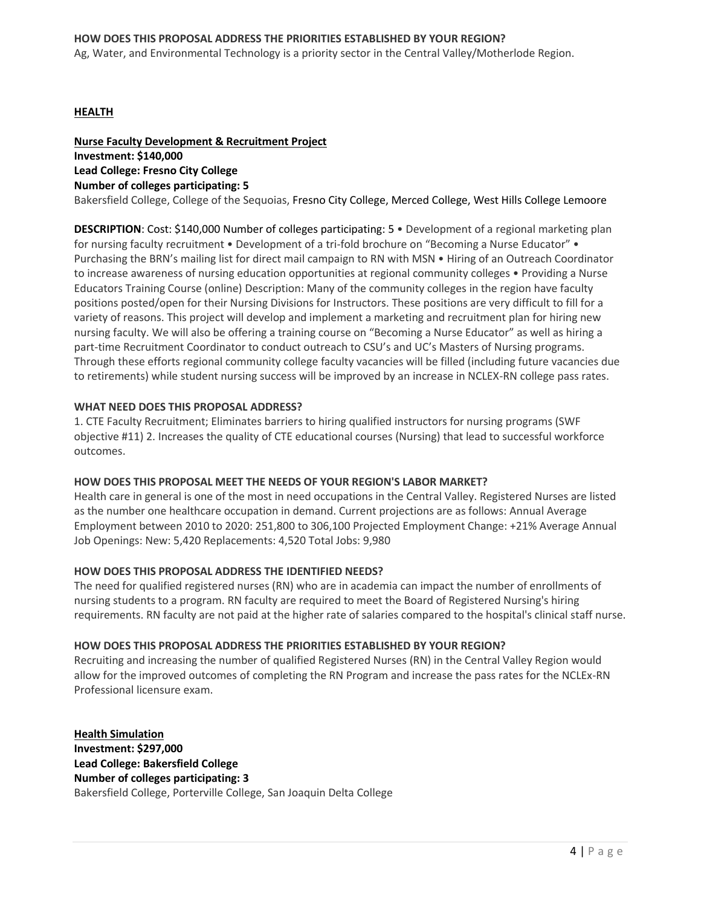**HOW DOES THIS PROPOSAL ADDRESS THE PRIORITIES ESTABLISHED BY YOUR REGION?**

Ag, Water, and Environmental Technology is a priority sector in the Central Valley/Motherlode Region.

## HEALTH

**Nurse Faculty Development & Recruitment Project**
**Investment: $140,000**
**Lead College: Fresno City College**
**Number of colleges participating: 5**

Bakersfield College, College of the Sequoias, Fresno City College, Merced College, West Hills College Lemoore

**DESCRIPTION**: Cost: $140,000 Number of colleges participating: 5 • Development of a regional marketing plan for nursing faculty recruitment • Development of a tri-fold brochure on "Becoming a Nurse Educator" • Purchasing the BRN's mailing list for direct mail campaign to RN with MSN • Hiring of an Outreach Coordinator to increase awareness of nursing education opportunities at regional community colleges • Providing a Nurse Educators Training Course (online) Description: Many of the community colleges in the region have faculty positions posted/open for their Nursing Divisions for Instructors. These positions are very difficult to fill for a variety of reasons. This project will develop and implement a marketing and recruitment plan for hiring new nursing faculty. We will also be offering a training course on "Becoming a Nurse Educator" as well as hiring a part-time Recruitment Coordinator to conduct outreach to CSU's and UC's Masters of Nursing programs. Through these efforts regional community college faculty vacancies will be filled (including future vacancies due to retirements) while student nursing success will be improved by an increase in NCLEX-RN college pass rates.

**WHAT NEED DOES THIS PROPOSAL ADDRESS?**

1. CTE Faculty Recruitment; Eliminates barriers to hiring qualified instructors for nursing programs (SWF objective #11) 2. Increases the quality of CTE educational courses (Nursing) that lead to successful workforce outcomes.

**HOW DOES THIS PROPOSAL MEET THE NEEDS OF YOUR REGION'S LABOR MARKET?**

Health care in general is one of the most in need occupations in the Central Valley. Registered Nurses are listed as the number one healthcare occupation in demand. Current projections are as follows: Annual Average Employment between 2010 to 2020: 251,800 to 306,100 Projected Employment Change: +21% Average Annual Job Openings: New: 5,420 Replacements: 4,520 Total Jobs: 9,980

**HOW DOES THIS PROPOSAL ADDRESS THE IDENTIFIED NEEDS?**

The need for qualified registered nurses (RN) who are in academia can impact the number of enrollments of nursing students to a program. RN faculty are required to meet the Board of Registered Nursing's hiring requirements. RN faculty are not paid at the higher rate of salaries compared to the hospital's clinical staff nurse.

**HOW DOES THIS PROPOSAL ADDRESS THE PRIORITIES ESTABLISHED BY YOUR REGION?**

Recruiting and increasing the number of qualified Registered Nurses (RN) in the Central Valley Region would allow for the improved outcomes of completing the RN Program and increase the pass rates for the NCLEx-RN Professional licensure exam.

**Health Simulation**
**Investment: $297,000**
**Lead College: Bakersfield College**
**Number of colleges participating: 3**

Bakersfield College, Porterville College, San Joaquin Delta College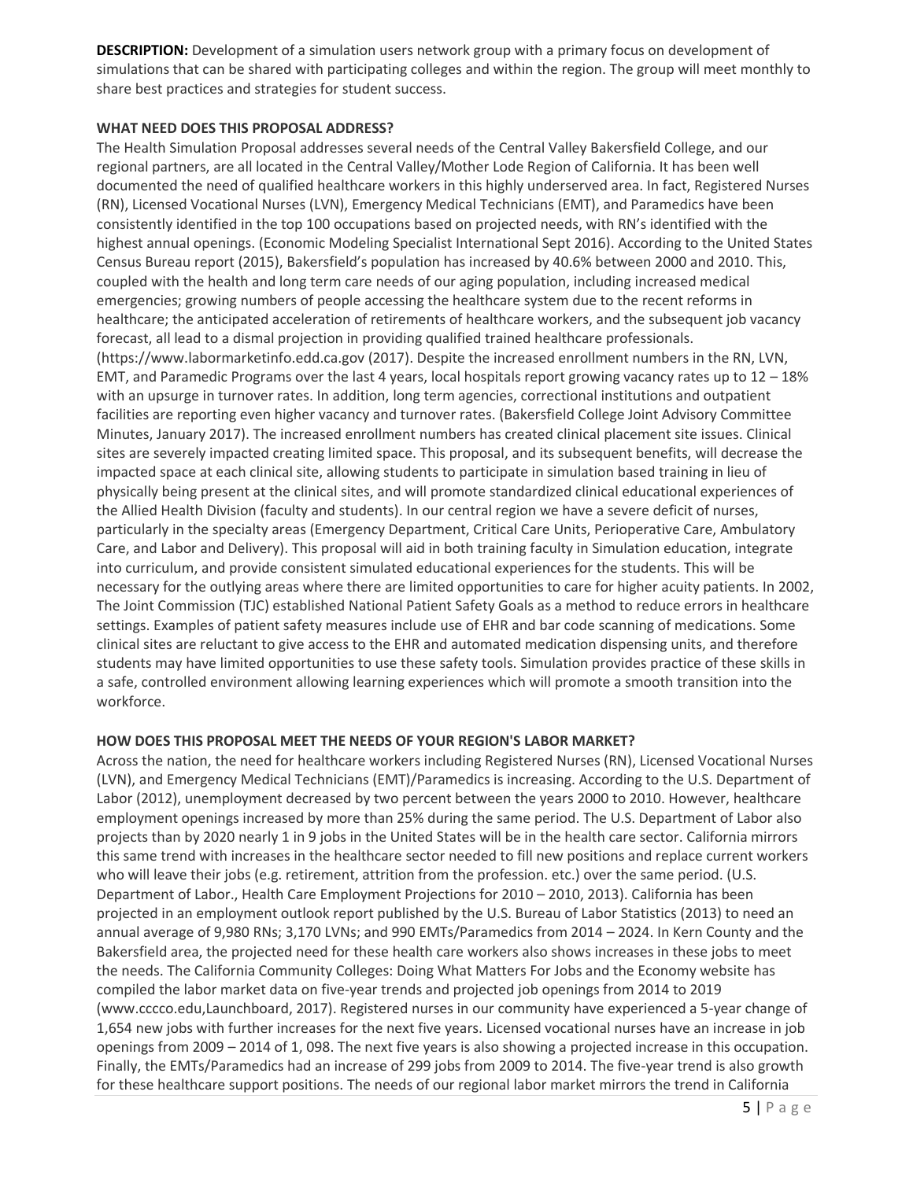**DESCRIPTION:** Development of a simulation users network group with a primary focus on development of simulations that can be shared with participating colleges and within the region. The group will meet monthly to share best practices and strategies for student success.

**WHAT NEED DOES THIS PROPOSAL ADDRESS?**

The Health Simulation Proposal addresses several needs of the Central Valley Bakersfield College, and our regional partners, are all located in the Central Valley/Mother Lode Region of California. It has been well documented the need of qualified healthcare workers in this highly underserved area. In fact, Registered Nurses (RN), Licensed Vocational Nurses (LVN), Emergency Medical Technicians (EMT), and Paramedics have been consistently identified in the top 100 occupations based on projected needs, with RN's identified with the highest annual openings. (Economic Modeling Specialist International Sept 2016). According to the United States Census Bureau report (2015), Bakersfield's population has increased by 40.6% between 2000 and 2010. This, coupled with the health and long term care needs of our aging population, including increased medical emergencies; growing numbers of people accessing the healthcare system due to the recent reforms in healthcare; the anticipated acceleration of retirements of healthcare workers, and the subsequent job vacancy forecast, all lead to a dismal projection in providing qualified trained healthcare professionals. (https://www.labormarketinfo.edd.ca.gov (2017). Despite the increased enrollment numbers in the RN, LVN, EMT, and Paramedic Programs over the last 4 years, local hospitals report growing vacancy rates up to 12 – 18% with an upsurge in turnover rates. In addition, long term agencies, correctional institutions and outpatient facilities are reporting even higher vacancy and turnover rates. (Bakersfield College Joint Advisory Committee Minutes, January 2017). The increased enrollment numbers has created clinical placement site issues. Clinical sites are severely impacted creating limited space. This proposal, and its subsequent benefits, will decrease the impacted space at each clinical site, allowing students to participate in simulation based training in lieu of physically being present at the clinical sites, and will promote standardized clinical educational experiences of the Allied Health Division (faculty and students). In our central region we have a severe deficit of nurses, particularly in the specialty areas (Emergency Department, Critical Care Units, Perioperative Care, Ambulatory Care, and Labor and Delivery). This proposal will aid in both training faculty in Simulation education, integrate into curriculum, and provide consistent simulated educational experiences for the students. This will be necessary for the outlying areas where there are limited opportunities to care for higher acuity patients. In 2002, The Joint Commission (TJC) established National Patient Safety Goals as a method to reduce errors in healthcare settings. Examples of patient safety measures include use of EHR and bar code scanning of medications. Some clinical sites are reluctant to give access to the EHR and automated medication dispensing units, and therefore students may have limited opportunities to use these safety tools. Simulation provides practice of these skills in a safe, controlled environment allowing learning experiences which will promote a smooth transition into the workforce.

**HOW DOES THIS PROPOSAL MEET THE NEEDS OF YOUR REGION'S LABOR MARKET?**

Across the nation, the need for healthcare workers including Registered Nurses (RN), Licensed Vocational Nurses (LVN), and Emergency Medical Technicians (EMT)/Paramedics is increasing. According to the U.S. Department of Labor (2012), unemployment decreased by two percent between the years 2000 to 2010. However, healthcare employment openings increased by more than 25% during the same period. The U.S. Department of Labor also projects than by 2020 nearly 1 in 9 jobs in the United States will be in the health care sector. California mirrors this same trend with increases in the healthcare sector needed to fill new positions and replace current workers who will leave their jobs (e.g. retirement, attrition from the profession. etc.) over the same period. (U.S. Department of Labor., Health Care Employment Projections for 2010 – 2010, 2013). California has been projected in an employment outlook report published by the U.S. Bureau of Labor Statistics (2013) to need an annual average of 9,980 RNs; 3,170 LVNs; and 990 EMTs/Paramedics from 2014 – 2024. In Kern County and the Bakersfield area, the projected need for these health care workers also shows increases in these jobs to meet the needs. The California Community Colleges: Doing What Matters For Jobs and the Economy website has compiled the labor market data on five-year trends and projected job openings from 2014 to 2019 (www.cccco.edu,Launchboard, 2017). Registered nurses in our community have experienced a 5-year change of 1,654 new jobs with further increases for the next five years. Licensed vocational nurses have an increase in job openings from 2009 – 2014 of 1, 098. The next five years is also showing a projected increase in this occupation. Finally, the EMTs/Paramedics had an increase of 299 jobs from 2009 to 2014. The five-year trend is also growth for these healthcare support positions. The needs of our regional labor market mirrors the trend in California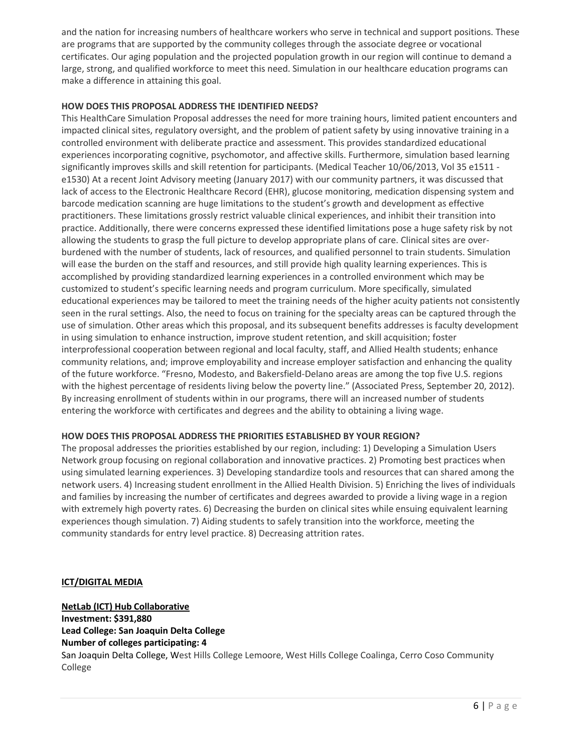and the nation for increasing numbers of healthcare workers who serve in technical and support positions. These are programs that are supported by the community colleges through the associate degree or vocational certificates. Our aging population and the projected population growth in our region will continue to demand a large, strong, and qualified workforce to meet this need. Simulation in our healthcare education programs can make a difference in attaining this goal.

**HOW DOES THIS PROPOSAL ADDRESS THE IDENTIFIED NEEDS?**

This HealthCare Simulation Proposal addresses the need for more training hours, limited patient encounters and impacted clinical sites, regulatory oversight, and the problem of patient safety by using innovative training in a controlled environment with deliberate practice and assessment. This provides standardized educational experiences incorporating cognitive, psychomotor, and affective skills. Furthermore, simulation based learning significantly improves skills and skill retention for participants. (Medical Teacher 10/06/2013, Vol 35 e1511 - e1530) At a recent Joint Advisory meeting (January 2017) with our community partners, it was discussed that lack of access to the Electronic Healthcare Record (EHR), glucose monitoring, medication dispensing system and barcode medication scanning are huge limitations to the student's growth and development as effective practitioners. These limitations grossly restrict valuable clinical experiences, and inhibit their transition into practice. Additionally, there were concerns expressed these identified limitations pose a huge safety risk by not allowing the students to grasp the full picture to develop appropriate plans of care. Clinical sites are over-burdened with the number of students, lack of resources, and qualified personnel to train students. Simulation will ease the burden on the staff and resources, and still provide high quality learning experiences. This is accomplished by providing standardized learning experiences in a controlled environment which may be customized to student's specific learning needs and program curriculum. More specifically, simulated educational experiences may be tailored to meet the training needs of the higher acuity patients not consistently seen in the rural settings. Also, the need to focus on training for the specialty areas can be captured through the use of simulation. Other areas which this proposal, and its subsequent benefits addresses is faculty development in using simulation to enhance instruction, improve student retention, and skill acquisition; foster interprofessional cooperation between regional and local faculty, staff, and Allied Health students; enhance community relations, and; improve employability and increase employer satisfaction and enhancing the quality of the future workforce. "Fresno, Modesto, and Bakersfield-Delano areas are among the top five U.S. regions with the highest percentage of residents living below the poverty line." (Associated Press, September 20, 2012). By increasing enrollment of students within in our programs, there will an increased number of students entering the workforce with certificates and degrees and the ability to obtaining a living wage.

**HOW DOES THIS PROPOSAL ADDRESS THE PRIORITIES ESTABLISHED BY YOUR REGION?**

The proposal addresses the priorities established by our region, including: 1) Developing a Simulation Users Network group focusing on regional collaboration and innovative practices. 2) Promoting best practices when using simulated learning experiences. 3) Developing standardize tools and resources that can shared among the network users. 4) Increasing student enrollment in the Allied Health Division. 5) Enriching the lives of individuals and families by increasing the number of certificates and degrees awarded to provide a living wage in a region with extremely high poverty rates. 6) Decreasing the burden on clinical sites while ensuing equivalent learning experiences though simulation. 7) Aiding students to safely transition into the workforce, meeting the community standards for entry level practice. 8) Decreasing attrition rates.

**ICT/DIGITAL MEDIA**

**NetLab (ICT) Hub Collaborative**
**Investment: $391,880**
**Lead College: San Joaquin Delta College**
**Number of colleges participating: 4**
San Joaquin Delta College, West Hills College Lemoore, West Hills College Coalinga, Cerro Coso Community College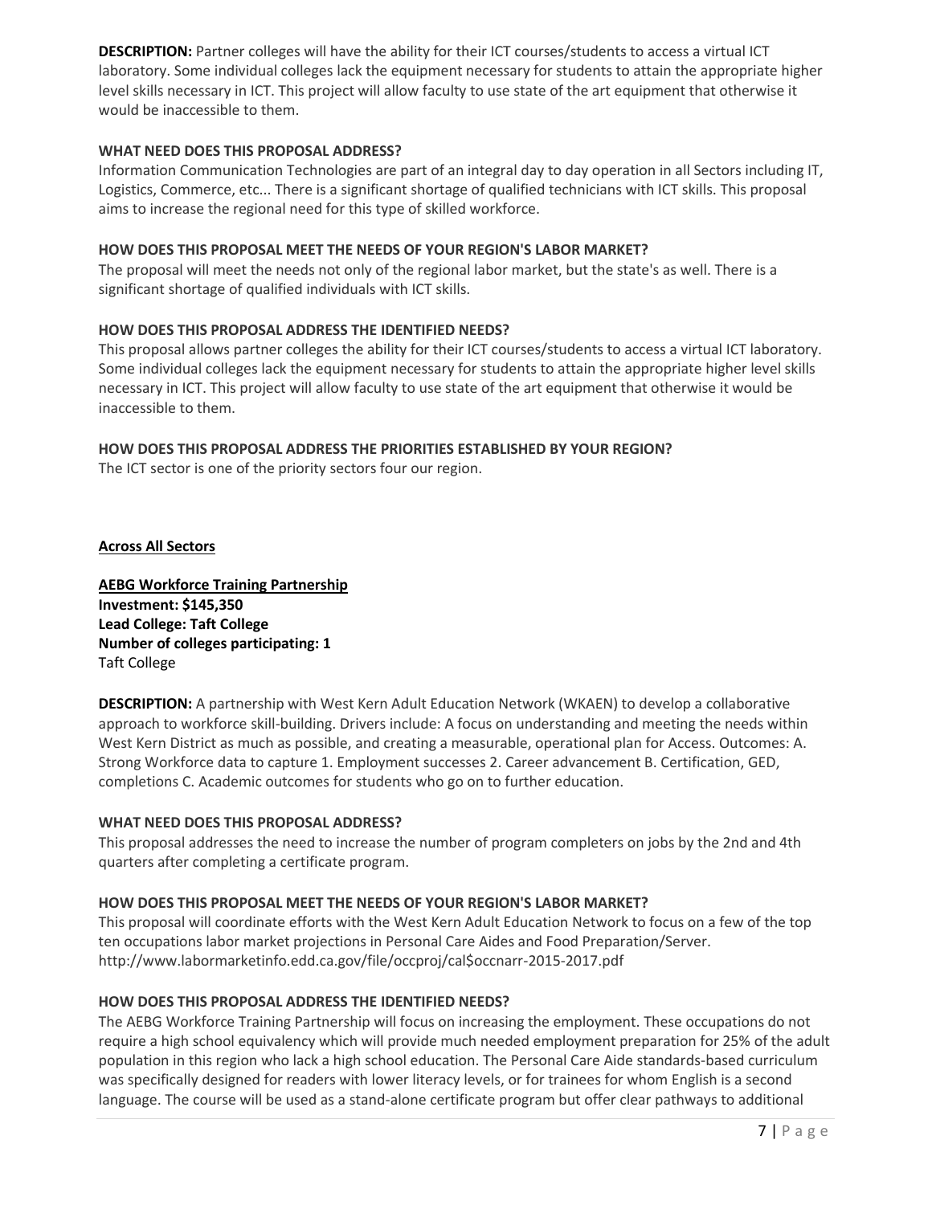**DESCRIPTION:** Partner colleges will have the ability for their ICT courses/students to access a virtual ICT laboratory. Some individual colleges lack the equipment necessary for students to attain the appropriate higher level skills necessary in ICT. This project will allow faculty to use state of the art equipment that otherwise it would be inaccessible to them.

**WHAT NEED DOES THIS PROPOSAL ADDRESS?**
Information Communication Technologies are part of an integral day to day operation in all Sectors including IT, Logistics, Commerce, etc... There is a significant shortage of qualified technicians with ICT skills. This proposal aims to increase the regional need for this type of skilled workforce.

**HOW DOES THIS PROPOSAL MEET THE NEEDS OF YOUR REGION'S LABOR MARKET?**
The proposal will meet the needs not only of the regional labor market, but the state's as well. There is a significant shortage of qualified individuals with ICT skills.

**HOW DOES THIS PROPOSAL ADDRESS THE IDENTIFIED NEEDS?**
This proposal allows partner colleges the ability for their ICT courses/students to access a virtual ICT laboratory. Some individual colleges lack the equipment necessary for students to attain the appropriate higher level skills necessary in ICT. This project will allow faculty to use state of the art equipment that otherwise it would be inaccessible to them.

**HOW DOES THIS PROPOSAL ADDRESS THE PRIORITIES ESTABLISHED BY YOUR REGION?**
The ICT sector is one of the priority sectors four our region.

**<u>Across All Sectors</u>**

**<u>AEBG Workforce Training Partnership</u>**
**Investment: $145,350**
**Lead College: Taft College**
**Number of colleges participating: 1**
Taft College

**DESCRIPTION:** A partnership with West Kern Adult Education Network (WKAEN) to develop a collaborative approach to workforce skill-building. Drivers include: A focus on understanding and meeting the needs within West Kern District as much as possible, and creating a measurable, operational plan for Access. Outcomes: A. Strong Workforce data to capture 1. Employment successes 2. Career advancement B. Certification, GED, completions C. Academic outcomes for students who go on to further education.

**WHAT NEED DOES THIS PROPOSAL ADDRESS?**
This proposal addresses the need to increase the number of program completers on jobs by the 2nd and 4th quarters after completing a certificate program.

**HOW DOES THIS PROPOSAL MEET THE NEEDS OF YOUR REGION'S LABOR MARKET?**
This proposal will coordinate efforts with the West Kern Adult Education Network to focus on a few of the top ten occupations labor market projections in Personal Care Aides and Food Preparation/Server.
http://www.labormarketinfo.edd.ca.gov/file/occproj/cal$occnarr-2015-2017.pdf

**HOW DOES THIS PROPOSAL ADDRESS THE IDENTIFIED NEEDS?**
The AEBG Workforce Training Partnership will focus on increasing the employment. These occupations do not require a high school equivalency which will provide much needed employment preparation for 25% of the adult population in this region who lack a high school education. The Personal Care Aide standards-based curriculum was specifically designed for readers with lower literacy levels, or for trainees for whom English is a second language. The course will be used as a stand-alone certificate program but offer clear pathways to additional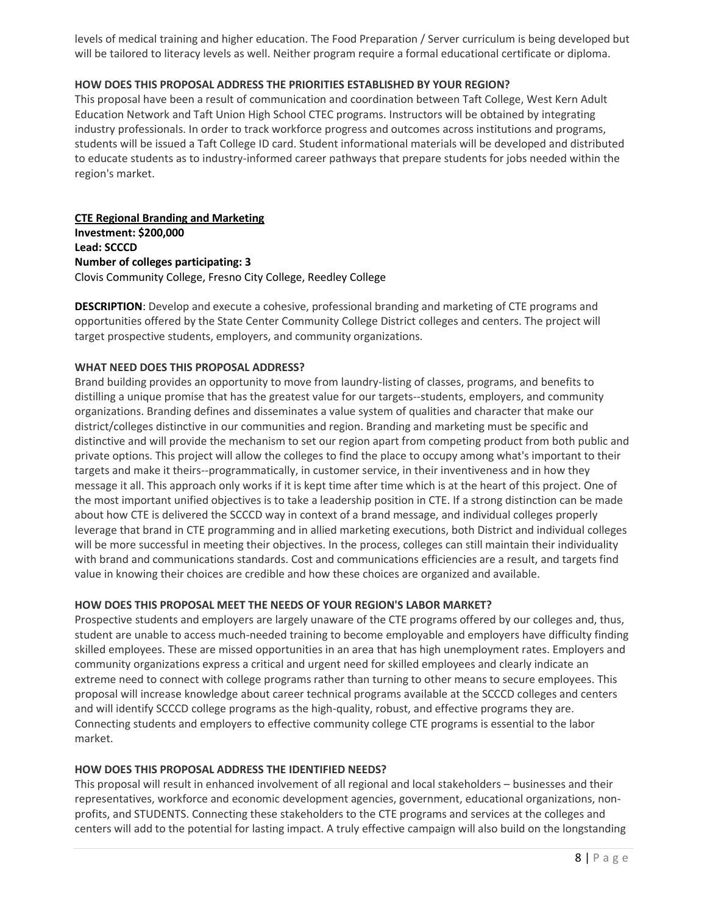levels of medical training and higher education. The Food Preparation / Server curriculum is being developed but will be tailored to literacy levels as well. Neither program require a formal educational certificate or diploma.

**HOW DOES THIS PROPOSAL ADDRESS THE PRIORITIES ESTABLISHED BY YOUR REGION?**

This proposal have been a result of communication and coordination between Taft College, West Kern Adult Education Network and Taft Union High School CTEC programs. Instructors will be obtained by integrating industry professionals. In order to track workforce progress and outcomes across institutions and programs, students will be issued a Taft College ID card. Student informational materials will be developed and distributed to educate students as to industry-informed career pathways that prepare students for jobs needed within the region's market.

## CTE Regional Branding and Marketing

**Investment: $200,000**
**Lead: SCCCD**
**Number of colleges participating: 3**
Clovis Community College, Fresno City College, Reedley College

**DESCRIPTION**: Develop and execute a cohesive, professional branding and marketing of CTE programs and opportunities offered by the State Center Community College District colleges and centers. The project will target prospective students, employers, and community organizations.

**WHAT NEED DOES THIS PROPOSAL ADDRESS?**

Brand building provides an opportunity to move from laundry-listing of classes, programs, and benefits to distilling a unique promise that has the greatest value for our targets--students, employers, and community organizations. Branding defines and disseminates a value system of qualities and character that make our district/colleges distinctive in our communities and region. Branding and marketing must be specific and distinctive and will provide the mechanism to set our region apart from competing product from both public and private options. This project will allow the colleges to find the place to occupy among what's important to their targets and make it theirs--programmatically, in customer service, in their inventiveness and in how they message it all. This approach only works if it is kept time after time which is at the heart of this project. One of the most important unified objectives is to take a leadership position in CTE. If a strong distinction can be made about how CTE is delivered the SCCCD way in context of a brand message, and individual colleges properly leverage that brand in CTE programming and in allied marketing executions, both District and individual colleges will be more successful in meeting their objectives. In the process, colleges can still maintain their individuality with brand and communications standards. Cost and communications efficiencies are a result, and targets find value in knowing their choices are credible and how these choices are organized and available.

**HOW DOES THIS PROPOSAL MEET THE NEEDS OF YOUR REGION'S LABOR MARKET?**

Prospective students and employers are largely unaware of the CTE programs offered by our colleges and, thus, student are unable to access much-needed training to become employable and employers have difficulty finding skilled employees. These are missed opportunities in an area that has high unemployment rates. Employers and community organizations express a critical and urgent need for skilled employees and clearly indicate an extreme need to connect with college programs rather than turning to other means to secure employees. This proposal will increase knowledge about career technical programs available at the SCCCD colleges and centers and will identify SCCCD college programs as the high-quality, robust, and effective programs they are. Connecting students and employers to effective community college CTE programs is essential to the labor market.

**HOW DOES THIS PROPOSAL ADDRESS THE IDENTIFIED NEEDS?**

This proposal will result in enhanced involvement of all regional and local stakeholders – businesses and their representatives, workforce and economic development agencies, government, educational organizations, non-profits, and STUDENTS. Connecting these stakeholders to the CTE programs and services at the colleges and centers will add to the potential for lasting impact. A truly effective campaign will also build on the longstanding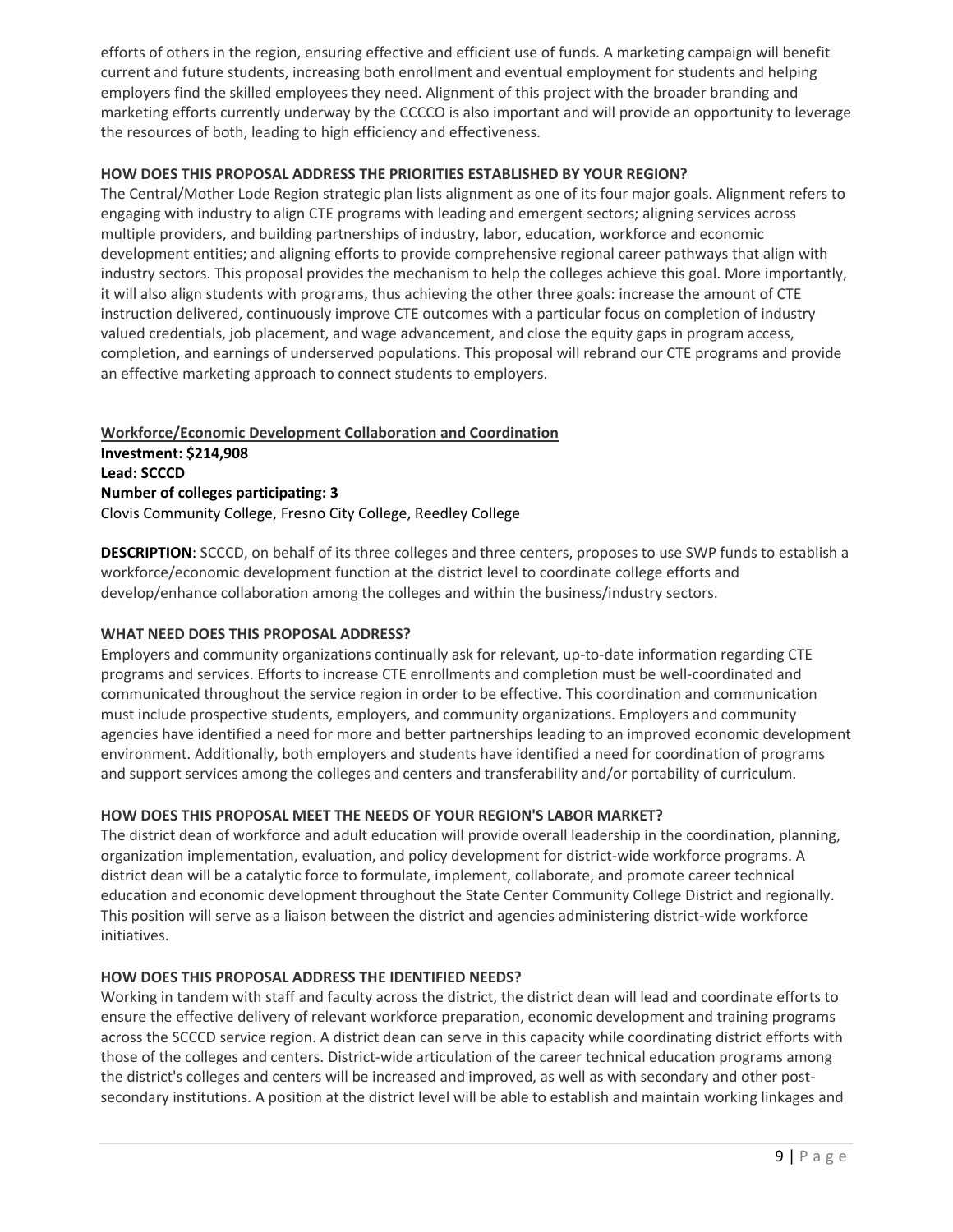efforts of others in the region, ensuring effective and efficient use of funds. A marketing campaign will benefit current and future students, increasing both enrollment and eventual employment for students and helping employers find the skilled employees they need. Alignment of this project with the broader branding and marketing efforts currently underway by the CCCCO is also important and will provide an opportunity to leverage the resources of both, leading to high efficiency and effectiveness.

**HOW DOES THIS PROPOSAL ADDRESS THE PRIORITIES ESTABLISHED BY YOUR REGION?**

The Central/Mother Lode Region strategic plan lists alignment as one of its four major goals. Alignment refers to engaging with industry to align CTE programs with leading and emergent sectors; aligning services across multiple providers, and building partnerships of industry, labor, education, workforce and economic development entities; and aligning efforts to provide comprehensive regional career pathways that align with industry sectors. This proposal provides the mechanism to help the colleges achieve this goal. More importantly, it will also align students with programs, thus achieving the other three goals: increase the amount of CTE instruction delivered, continuously improve CTE outcomes with a particular focus on completion of industry valued credentials, job placement, and wage advancement, and close the equity gaps in program access, completion, and earnings of underserved populations. This proposal will rebrand our CTE programs and provide an effective marketing approach to connect students to employers.

**Workforce/Economic Development Collaboration and Coordination**
**Investment: $214,908**
**Lead: SCCCD**
**Number of colleges participating: 3**
Clovis Community College, Fresno City College, Reedley College

**DESCRIPTION**: SCCCD, on behalf of its three colleges and three centers, proposes to use SWP funds to establish a workforce/economic development function at the district level to coordinate college efforts and develop/enhance collaboration among the colleges and within the business/industry sectors.

**WHAT NEED DOES THIS PROPOSAL ADDRESS?**

Employers and community organizations continually ask for relevant, up-to-date information regarding CTE programs and services. Efforts to increase CTE enrollments and completion must be well-coordinated and communicated throughout the service region in order to be effective. This coordination and communication must include prospective students, employers, and community organizations. Employers and community agencies have identified a need for more and better partnerships leading to an improved economic development environment. Additionally, both employers and students have identified a need for coordination of programs and support services among the colleges and centers and transferability and/or portability of curriculum.

**HOW DOES THIS PROPOSAL MEET THE NEEDS OF YOUR REGION'S LABOR MARKET?**

The district dean of workforce and adult education will provide overall leadership in the coordination, planning, organization implementation, evaluation, and policy development for district-wide workforce programs. A district dean will be a catalytic force to formulate, implement, collaborate, and promote career technical education and economic development throughout the State Center Community College District and regionally. This position will serve as a liaison between the district and agencies administering district-wide workforce initiatives.

**HOW DOES THIS PROPOSAL ADDRESS THE IDENTIFIED NEEDS?**

Working in tandem with staff and faculty across the district, the district dean will lead and coordinate efforts to ensure the effective delivery of relevant workforce preparation, economic development and training programs across the SCCCD service region. A district dean can serve in this capacity while coordinating district efforts with those of the colleges and centers. District-wide articulation of the career technical education programs among the district's colleges and centers will be increased and improved, as well as with secondary and other post-secondary institutions. A position at the district level will be able to establish and maintain working linkages and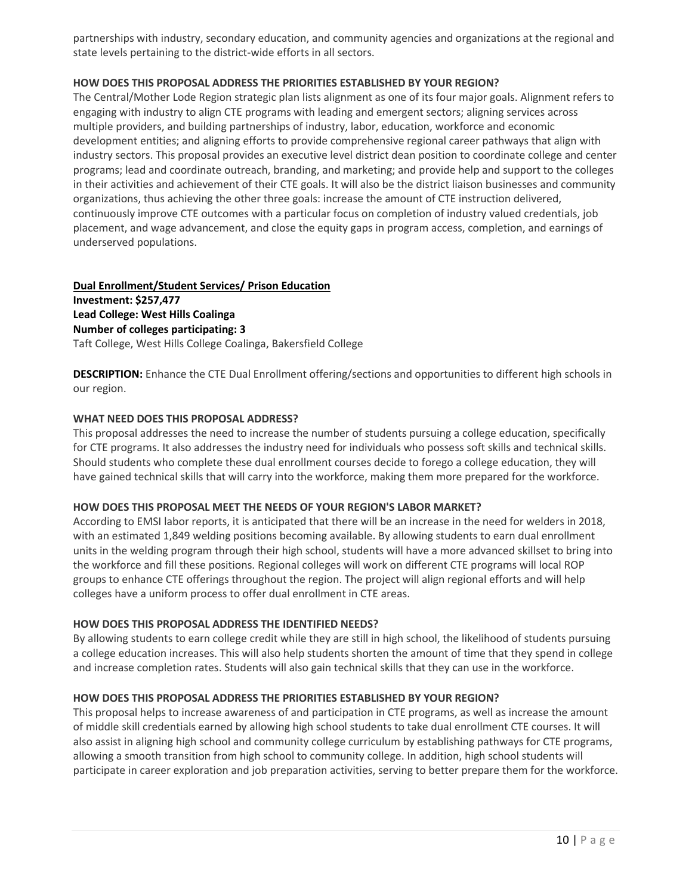partnerships with industry, secondary education, and community agencies and organizations at the regional and state levels pertaining to the district-wide efforts in all sectors.

**HOW DOES THIS PROPOSAL ADDRESS THE PRIORITIES ESTABLISHED BY YOUR REGION?**

The Central/Mother Lode Region strategic plan lists alignment as one of its four major goals. Alignment refers to engaging with industry to align CTE programs with leading and emergent sectors; aligning services across multiple providers, and building partnerships of industry, labor, education, workforce and economic development entities; and aligning efforts to provide comprehensive regional career pathways that align with industry sectors. This proposal provides an executive level district dean position to coordinate college and center programs; lead and coordinate outreach, branding, and marketing; and provide help and support to the colleges in their activities and achievement of their CTE goals. It will also be the district liaison businesses and community organizations, thus achieving the other three goals: increase the amount of CTE instruction delivered, continuously improve CTE outcomes with a particular focus on completion of industry valued credentials, job placement, and wage advancement, and close the equity gaps in program access, completion, and earnings of underserved populations.

**<u>Dual Enrollment/Student Services/ Prison Education</u>**
**Investment: $257,477**
**Lead College: West Hills Coalinga**
**Number of colleges participating: 3**
Taft College, West Hills College Coalinga, Bakersfield College

**DESCRIPTION:** Enhance the CTE Dual Enrollment offering/sections and opportunities to different high schools in our region.

**WHAT NEED DOES THIS PROPOSAL ADDRESS?**

This proposal addresses the need to increase the number of students pursuing a college education, specifically for CTE programs. It also addresses the industry need for individuals who possess soft skills and technical skills. Should students who complete these dual enrollment courses decide to forego a college education, they will have gained technical skills that will carry into the workforce, making them more prepared for the workforce.

**HOW DOES THIS PROPOSAL MEET THE NEEDS OF YOUR REGION'S LABOR MARKET?**

According to EMSI labor reports, it is anticipated that there will be an increase in the need for welders in 2018, with an estimated 1,849 welding positions becoming available. By allowing students to earn dual enrollment units in the welding program through their high school, students will have a more advanced skillset to bring into the workforce and fill these positions. Regional colleges will work on different CTE programs will local ROP groups to enhance CTE offerings throughout the region. The project will align regional efforts and will help colleges have a uniform process to offer dual enrollment in CTE areas.

**HOW DOES THIS PROPOSAL ADDRESS THE IDENTIFIED NEEDS?**

By allowing students to earn college credit while they are still in high school, the likelihood of students pursuing a college education increases. This will also help students shorten the amount of time that they spend in college and increase completion rates. Students will also gain technical skills that they can use in the workforce.

**HOW DOES THIS PROPOSAL ADDRESS THE PRIORITIES ESTABLISHED BY YOUR REGION?**

This proposal helps to increase awareness of and participation in CTE programs, as well as increase the amount of middle skill credentials earned by allowing high school students to take dual enrollment CTE courses. It will also assist in aligning high school and community college curriculum by establishing pathways for CTE programs, allowing a smooth transition from high school to community college. In addition, high school students will participate in career exploration and job preparation activities, serving to better prepare them for the workforce.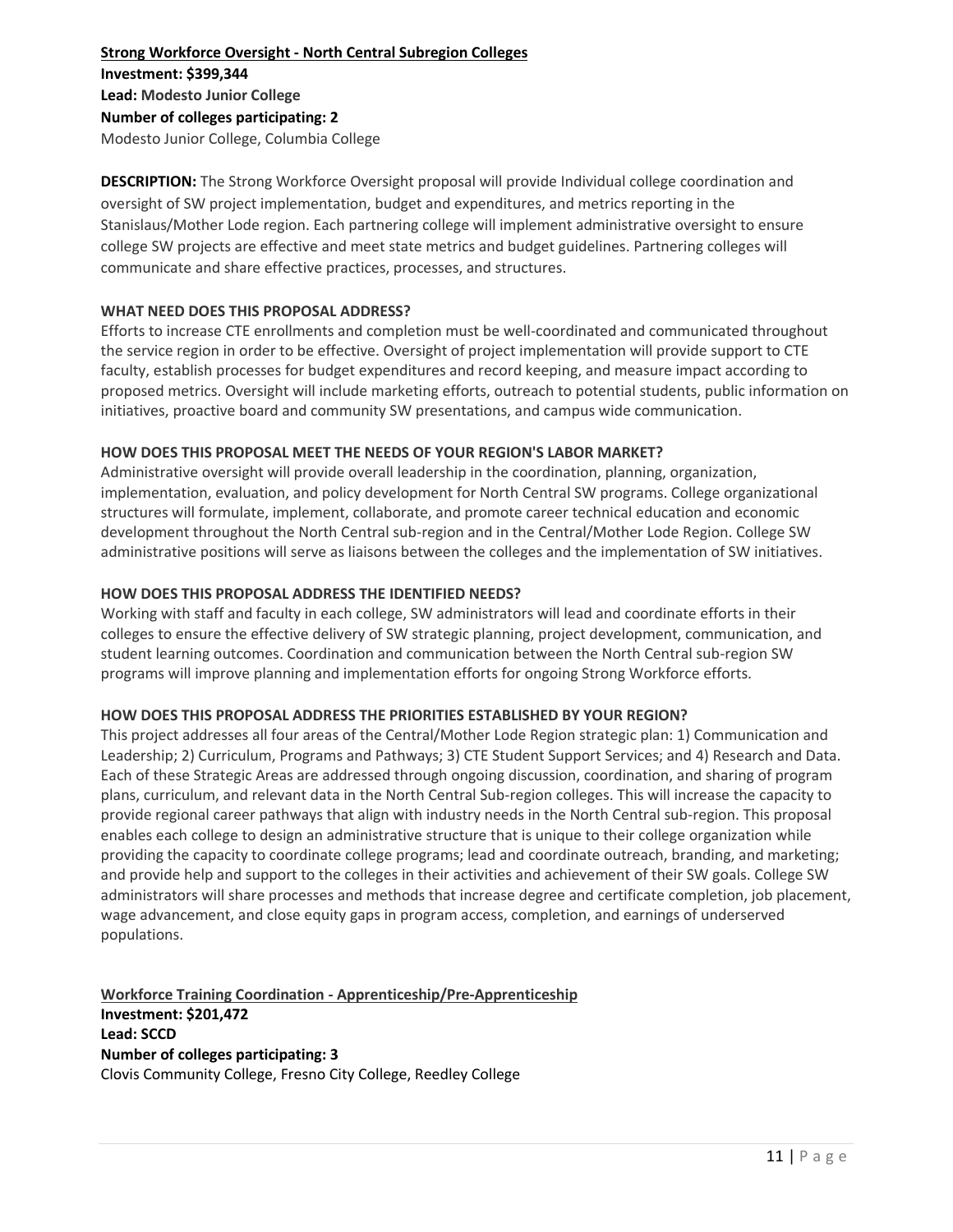**Strong Workforce Oversight - North Central Subregion Colleges**

**Investment: $399,344**

**Lead: Modesto Junior College**

**Number of colleges participating: 2**

Modesto Junior College, Columbia College

**DESCRIPTION:** The Strong Workforce Oversight proposal will provide Individual college coordination and oversight of SW project implementation, budget and expenditures, and metrics reporting in the Stanislaus/Mother Lode region. Each partnering college will implement administrative oversight to ensure college SW projects are effective and meet state metrics and budget guidelines. Partnering colleges will communicate and share effective practices, processes, and structures.

**WHAT NEED DOES THIS PROPOSAL ADDRESS?**

Efforts to increase CTE enrollments and completion must be well-coordinated and communicated throughout the service region in order to be effective. Oversight of project implementation will provide support to CTE faculty, establish processes for budget expenditures and record keeping, and measure impact according to proposed metrics. Oversight will include marketing efforts, outreach to potential students, public information on initiatives, proactive board and community SW presentations, and campus wide communication.

**HOW DOES THIS PROPOSAL MEET THE NEEDS OF YOUR REGION'S LABOR MARKET?**

Administrative oversight will provide overall leadership in the coordination, planning, organization, implementation, evaluation, and policy development for North Central SW programs. College organizational structures will formulate, implement, collaborate, and promote career technical education and economic development throughout the North Central sub-region and in the Central/Mother Lode Region. College SW administrative positions will serve as liaisons between the colleges and the implementation of SW initiatives.

**HOW DOES THIS PROPOSAL ADDRESS THE IDENTIFIED NEEDS?**

Working with staff and faculty in each college, SW administrators will lead and coordinate efforts in their colleges to ensure the effective delivery of SW strategic planning, project development, communication, and student learning outcomes. Coordination and communication between the North Central sub-region SW programs will improve planning and implementation efforts for ongoing Strong Workforce efforts.

**HOW DOES THIS PROPOSAL ADDRESS THE PRIORITIES ESTABLISHED BY YOUR REGION?**

This project addresses all four areas of the Central/Mother Lode Region strategic plan: 1) Communication and Leadership; 2) Curriculum, Programs and Pathways; 3) CTE Student Support Services; and 4) Research and Data. Each of these Strategic Areas are addressed through ongoing discussion, coordination, and sharing of program plans, curriculum, and relevant data in the North Central Sub-region colleges. This will increase the capacity to provide regional career pathways that align with industry needs in the North Central sub-region. This proposal enables each college to design an administrative structure that is unique to their college organization while providing the capacity to coordinate college programs; lead and coordinate outreach, branding, and marketing; and provide help and support to the colleges in their activities and achievement of their SW goals. College SW administrators will share processes and methods that increase degree and certificate completion, job placement, wage advancement, and close equity gaps in program access, completion, and earnings of underserved populations.

**Workforce Training Coordination - Apprenticeship/Pre-Apprenticeship**

**Investment: $201,472**

**Lead: SCCD**

**Number of colleges participating: 3**

Clovis Community College, Fresno City College, Reedley College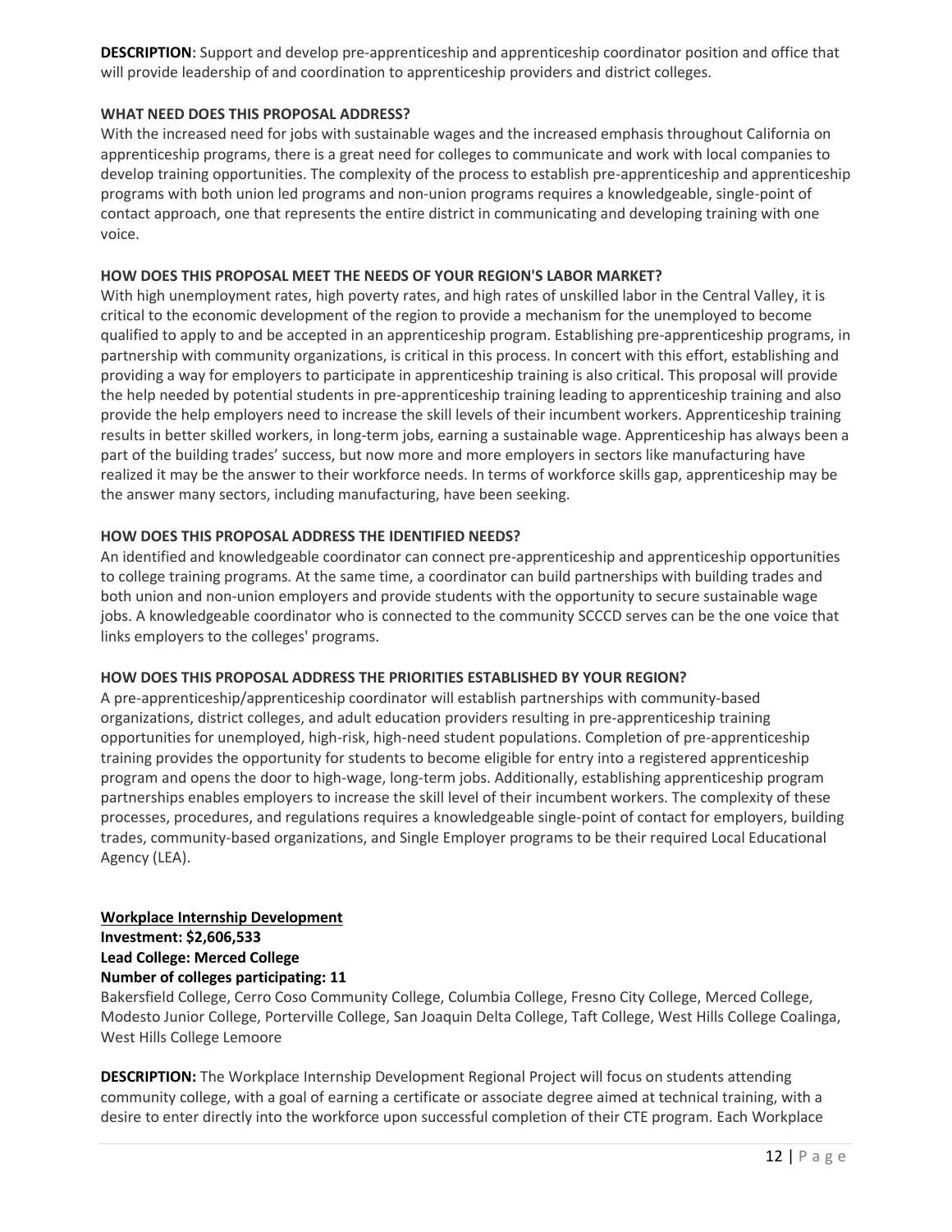**DESCRIPTION**: Support and develop pre-apprenticeship and apprenticeship coordinator position and office that will provide leadership of and coordination to apprenticeship providers and district colleges.

**WHAT NEED DOES THIS PROPOSAL ADDRESS?**

With the increased need for jobs with sustainable wages and the increased emphasis throughout California on apprenticeship programs, there is a great need for colleges to communicate and work with local companies to develop training opportunities. The complexity of the process to establish pre-apprenticeship and apprenticeship programs with both union led programs and non-union programs requires a knowledgeable, single-point of contact approach, one that represents the entire district in communicating and developing training with one voice.

**HOW DOES THIS PROPOSAL MEET THE NEEDS OF YOUR REGION'S LABOR MARKET?**

With high unemployment rates, high poverty rates, and high rates of unskilled labor in the Central Valley, it is critical to the economic development of the region to provide a mechanism for the unemployed to become qualified to apply to and be accepted in an apprenticeship program. Establishing pre-apprenticeship programs, in partnership with community organizations, is critical in this process. In concert with this effort, establishing and providing a way for employers to participate in apprenticeship training is also critical. This proposal will provide the help needed by potential students in pre-apprenticeship training leading to apprenticeship training and also provide the help employers need to increase the skill levels of their incumbent workers. Apprenticeship training results in better skilled workers, in long-term jobs, earning a sustainable wage. Apprenticeship has always been a part of the building trades' success, but now more and more employers in sectors like manufacturing have realized it may be the answer to their workforce needs. In terms of workforce skills gap, apprenticeship may be the answer many sectors, including manufacturing, have been seeking.

**HOW DOES THIS PROPOSAL ADDRESS THE IDENTIFIED NEEDS?**

An identified and knowledgeable coordinator can connect pre-apprenticeship and apprenticeship opportunities to college training programs. At the same time, a coordinator can build partnerships with building trades and both union and non-union employers and provide students with the opportunity to secure sustainable wage jobs. A knowledgeable coordinator who is connected to the community SCCCD serves can be the one voice that links employers to the colleges' programs.

**HOW DOES THIS PROPOSAL ADDRESS THE PRIORITIES ESTABLISHED BY YOUR REGION?**

A pre-apprenticeship/apprenticeship coordinator will establish partnerships with community-based organizations, district colleges, and adult education providers resulting in pre-apprenticeship training opportunities for unemployed, high-risk, high-need student populations. Completion of pre-apprenticeship training provides the opportunity for students to become eligible for entry into a registered apprenticeship program and opens the door to high-wage, long-term jobs. Additionally, establishing apprenticeship program partnerships enables employers to increase the skill level of their incumbent workers. The complexity of these processes, procedures, and regulations requires a knowledgeable single-point of contact for employers, building trades, community-based organizations, and Single Employer programs to be their required Local Educational Agency (LEA).

**Workplace Internship Development**
**Investment: $2,606,533**
**Lead College: Merced College**
**Number of colleges participating: 11**

Bakersfield College, Cerro Coso Community College, Columbia College, Fresno City College, Merced College, Modesto Junior College, Porterville College, San Joaquin Delta College, Taft College, West Hills College Coalinga, West Hills College Lemoore

**DESCRIPTION:** The Workplace Internship Development Regional Project will focus on students attending community college, with a goal of earning a certificate or associate degree aimed at technical training, with a desire to enter directly into the workforce upon successful completion of their CTE program. Each Workplace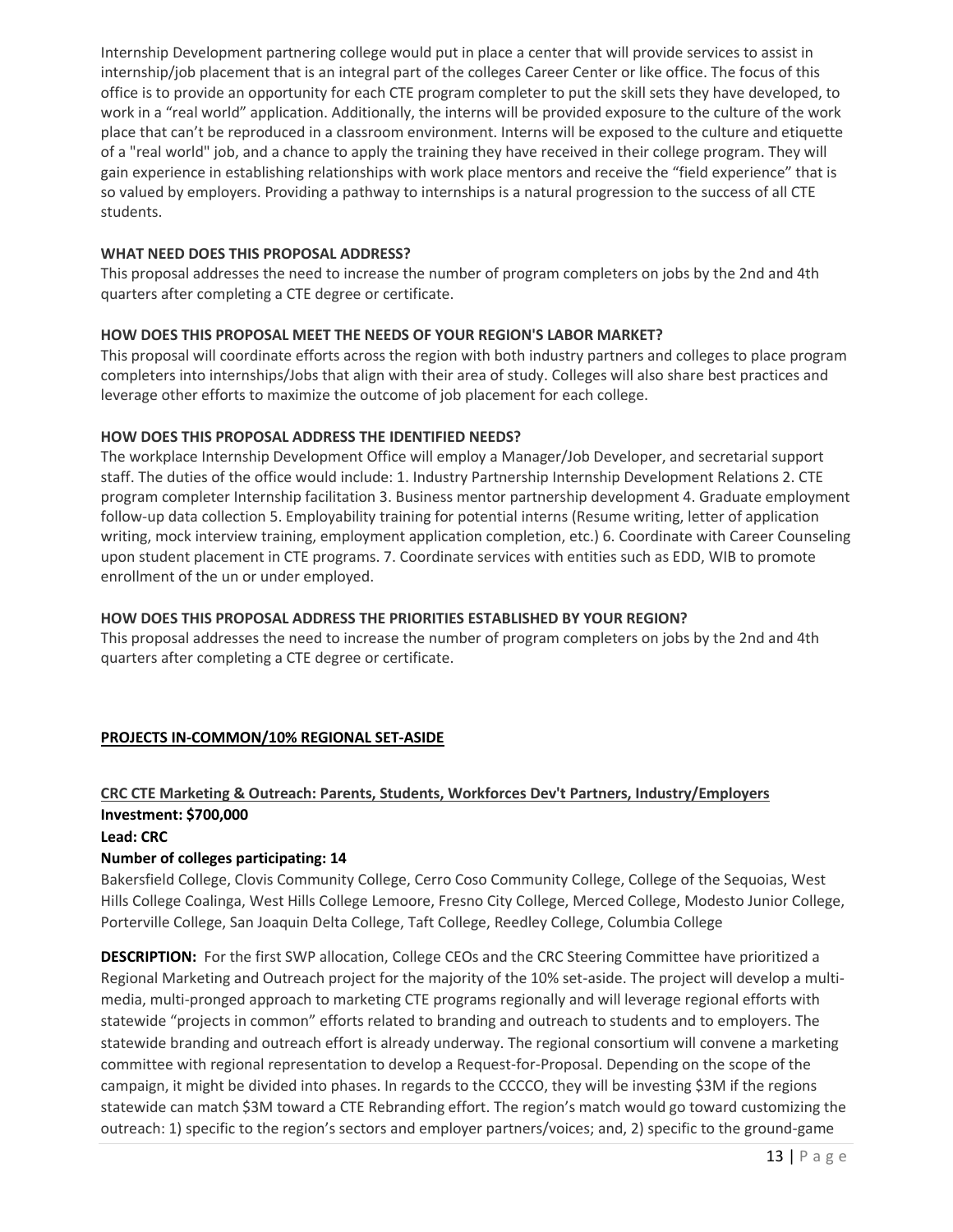Internship Development partnering college would put in place a center that will provide services to assist in internship/job placement that is an integral part of the colleges Career Center or like office. The focus of this office is to provide an opportunity for each CTE program completer to put the skill sets they have developed, to work in a "real world" application. Additionally, the interns will be provided exposure to the culture of the work place that can't be reproduced in a classroom environment. Interns will be exposed to the culture and etiquette of a "real world" job, and a chance to apply the training they have received in their college program. They will gain experience in establishing relationships with work place mentors and receive the "field experience" that is so valued by employers. Providing a pathway to internships is a natural progression to the success of all CTE students.

**WHAT NEED DOES THIS PROPOSAL ADDRESS?**

This proposal addresses the need to increase the number of program completers on jobs by the 2nd and 4th quarters after completing a CTE degree or certificate.

**HOW DOES THIS PROPOSAL MEET THE NEEDS OF YOUR REGION'S LABOR MARKET?**

This proposal will coordinate efforts across the region with both industry partners and colleges to place program completers into internships/Jobs that align with their area of study. Colleges will also share best practices and leverage other efforts to maximize the outcome of job placement for each college.

**HOW DOES THIS PROPOSAL ADDRESS THE IDENTIFIED NEEDS?**

The workplace Internship Development Office will employ a Manager/Job Developer, and secretarial support staff. The duties of the office would include: 1. Industry Partnership Internship Development Relations 2. CTE program completer Internship facilitation 3. Business mentor partnership development 4. Graduate employment follow-up data collection 5. Employability training for potential interns (Resume writing, letter of application writing, mock interview training, employment application completion, etc.) 6. Coordinate with Career Counseling upon student placement in CTE programs. 7. Coordinate services with entities such as EDD, WIB to promote enrollment of the un or under employed.

**HOW DOES THIS PROPOSAL ADDRESS THE PRIORITIES ESTABLISHED BY YOUR REGION?**

This proposal addresses the need to increase the number of program completers on jobs by the 2nd and 4th quarters after completing a CTE degree or certificate.

## PROJECTS IN-COMMON/10% REGIONAL SET-ASIDE

### CRC CTE Marketing & Outreach: Parents, Students, Workforces Dev't Partners, Industry/Employers

**Investment: $700,000**

**Lead: CRC**

**Number of colleges participating: 14**

Bakersfield College, Clovis Community College, Cerro Coso Community College, College of the Sequoias, West Hills College Coalinga, West Hills College Lemoore, Fresno City College, Merced College, Modesto Junior College, Porterville College, San Joaquin Delta College, Taft College, Reedley College, Columbia College

**DESCRIPTION:** For the first SWP allocation, College CEOs and the CRC Steering Committee have prioritized a Regional Marketing and Outreach project for the majority of the 10% set-aside. The project will develop a multi-media, multi-pronged approach to marketing CTE programs regionally and will leverage regional efforts with statewide "projects in common" efforts related to branding and outreach to students and to employers. The statewide branding and outreach effort is already underway. The regional consortium will convene a marketing committee with regional representation to develop a Request-for-Proposal. Depending on the scope of the campaign, it might be divided into phases. In regards to the CCCCO, they will be investing $3M if the regions statewide can match $3M toward a CTE Rebranding effort. The region's match would go toward customizing the outreach: 1) specific to the region's sectors and employer partners/voices; and, 2) specific to the ground-game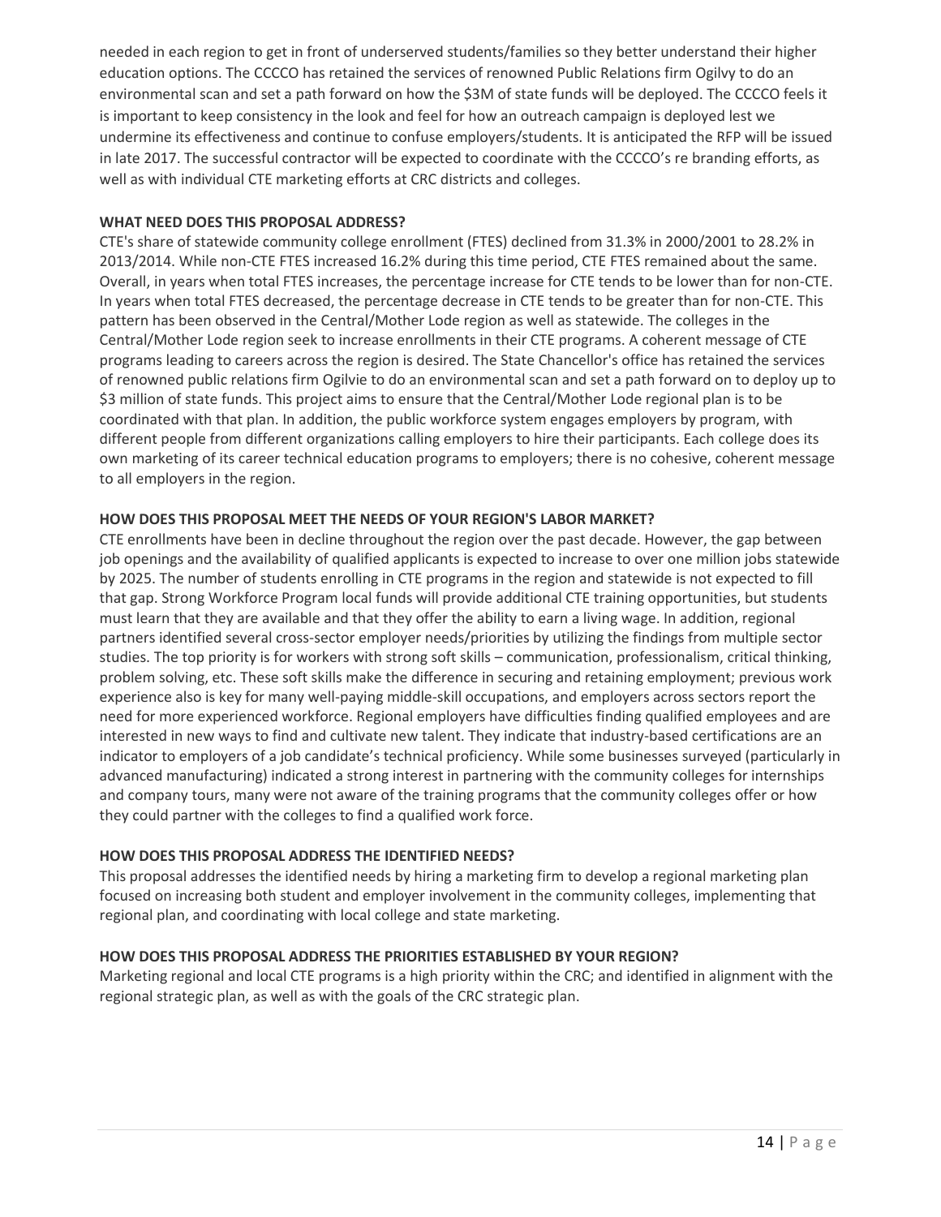needed in each region to get in front of underserved students/families so they better understand their higher education options. The CCCCO has retained the services of renowned Public Relations firm Ogilvy to do an environmental scan and set a path forward on how the $3M of state funds will be deployed. The CCCCO feels it is important to keep consistency in the look and feel for how an outreach campaign is deployed lest we undermine its effectiveness and continue to confuse employers/students. It is anticipated the RFP will be issued in late 2017. The successful contractor will be expected to coordinate with the CCCCO's re branding efforts, as well as with individual CTE marketing efforts at CRC districts and colleges.

**WHAT NEED DOES THIS PROPOSAL ADDRESS?**

CTE's share of statewide community college enrollment (FTES) declined from 31.3% in 2000/2001 to 28.2% in 2013/2014. While non-CTE FTES increased 16.2% during this time period, CTE FTES remained about the same. Overall, in years when total FTES increases, the percentage increase for CTE tends to be lower than for non-CTE. In years when total FTES decreased, the percentage decrease in CTE tends to be greater than for non-CTE. This pattern has been observed in the Central/Mother Lode region as well as statewide. The colleges in the Central/Mother Lode region seek to increase enrollments in their CTE programs. A coherent message of CTE programs leading to careers across the region is desired. The State Chancellor's office has retained the services of renowned public relations firm Ogilvie to do an environmental scan and set a path forward on to deploy up to $3 million of state funds. This project aims to ensure that the Central/Mother Lode regional plan is to be coordinated with that plan. In addition, the public workforce system engages employers by program, with different people from different organizations calling employers to hire their participants. Each college does its own marketing of its career technical education programs to employers; there is no cohesive, coherent message to all employers in the region.

**HOW DOES THIS PROPOSAL MEET THE NEEDS OF YOUR REGION'S LABOR MARKET?**

CTE enrollments have been in decline throughout the region over the past decade. However, the gap between job openings and the availability of qualified applicants is expected to increase to over one million jobs statewide by 2025. The number of students enrolling in CTE programs in the region and statewide is not expected to fill that gap. Strong Workforce Program local funds will provide additional CTE training opportunities, but students must learn that they are available and that they offer the ability to earn a living wage. In addition, regional partners identified several cross-sector employer needs/priorities by utilizing the findings from multiple sector studies. The top priority is for workers with strong soft skills – communication, professionalism, critical thinking, problem solving, etc. These soft skills make the difference in securing and retaining employment; previous work experience also is key for many well-paying middle-skill occupations, and employers across sectors report the need for more experienced workforce. Regional employers have difficulties finding qualified employees and are interested in new ways to find and cultivate new talent. They indicate that industry-based certifications are an indicator to employers of a job candidate's technical proficiency. While some businesses surveyed (particularly in advanced manufacturing) indicated a strong interest in partnering with the community colleges for internships and company tours, many were not aware of the training programs that the community colleges offer or how they could partner with the colleges to find a qualified work force.

**HOW DOES THIS PROPOSAL ADDRESS THE IDENTIFIED NEEDS?**

This proposal addresses the identified needs by hiring a marketing firm to develop a regional marketing plan focused on increasing both student and employer involvement in the community colleges, implementing that regional plan, and coordinating with local college and state marketing.

**HOW DOES THIS PROPOSAL ADDRESS THE PRIORITIES ESTABLISHED BY YOUR REGION?**

Marketing regional and local CTE programs is a high priority within the CRC; and identified in alignment with the regional strategic plan, as well as with the goals of the CRC strategic plan.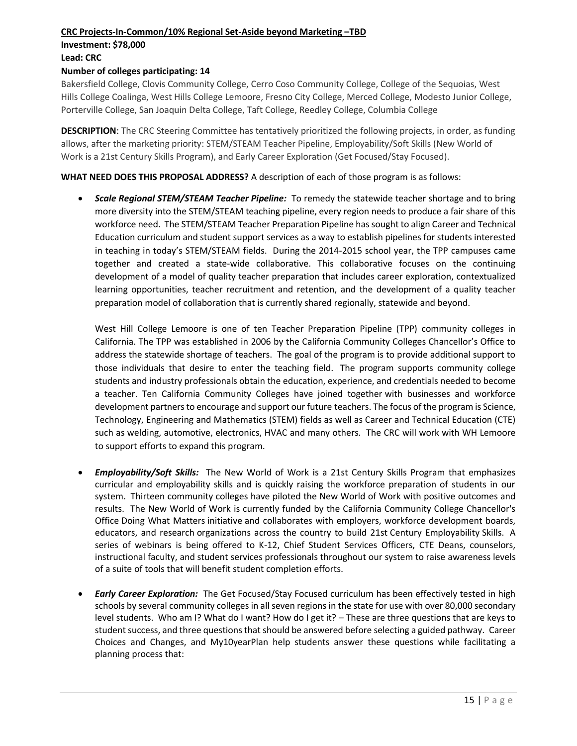**CRC Projects-In-Common/10% Regional Set-Aside beyond Marketing –TBD**

**Investment: $78,000**

**Lead: CRC**

**Number of colleges participating: 14**

Bakersfield College, Clovis Community College, Cerro Coso Community College, College of the Sequoias, West Hills College Coalinga, West Hills College Lemoore, Fresno City College, Merced College, Modesto Junior College, Porterville College, San Joaquin Delta College, Taft College, Reedley College, Columbia College

**DESCRIPTION**: The CRC Steering Committee has tentatively prioritized the following projects, in order, as funding allows, after the marketing priority: STEM/STEAM Teacher Pipeline, Employability/Soft Skills (New World of Work is a 21st Century Skills Program), and Early Career Exploration (Get Focused/Stay Focused).

**WHAT NEED DOES THIS PROPOSAL ADDRESS?** A description of each of those program is as follows:

- ***Scale Regional STEM/STEAM Teacher Pipeline:*** To remedy the statewide teacher shortage and to bring more diversity into the STEM/STEAM teaching pipeline, every region needs to produce a fair share of this workforce need. The STEM/STEAM Teacher Preparation Pipeline has sought to align Career and Technical Education curriculum and student support services as a way to establish pipelines for students interested in teaching in today's STEM/STEAM fields. During the 2014-2015 school year, the TPP campuses came together and created a state-wide collaborative. This collaborative focuses on the continuing development of a model of quality teacher preparation that includes career exploration, contextualized learning opportunities, teacher recruitment and retention, and the development of a quality teacher preparation model of collaboration that is currently shared regionally, statewide and beyond.

  West Hill College Lemoore is one of ten Teacher Preparation Pipeline (TPP) community colleges in California. The TPP was established in 2006 by the California Community Colleges Chancellor's Office to address the statewide shortage of teachers. The goal of the program is to provide additional support to those individuals that desire to enter the teaching field. The program supports community college students and industry professionals obtain the education, experience, and credentials needed to become a teacher. Ten California Community Colleges have joined together with businesses and workforce development partners to encourage and support our future teachers. The focus of the program is Science, Technology, Engineering and Mathematics (STEM) fields as well as Career and Technical Education (CTE) such as welding, automotive, electronics, HVAC and many others. The CRC will work with WH Lemoore to support efforts to expand this program.

- ***Employability/Soft Skills:*** The New World of Work is a 21st Century Skills Program that emphasizes curricular and employability skills and is quickly raising the workforce preparation of students in our system. Thirteen community colleges have piloted the New World of Work with positive outcomes and results. The New World of Work is currently funded by the California Community College Chancellor's Office Doing What Matters initiative and collaborates with employers, workforce development boards, educators, and research organizations across the country to build 21st Century Employability Skills. A series of webinars is being offered to K-12, Chief Student Services Officers, CTE Deans, counselors, instructional faculty, and student services professionals throughout our system to raise awareness levels of a suite of tools that will benefit student completion efforts.

- ***Early Career Exploration:*** The Get Focused/Stay Focused curriculum has been effectively tested in high schools by several community colleges in all seven regions in the state for use with over 80,000 secondary level students. Who am I? What do I want? How do I get it? – These are three questions that are keys to student success, and three questions that should be answered before selecting a guided pathway. Career Choices and Changes, and My10yearPlan help students answer these questions while facilitating a planning process that: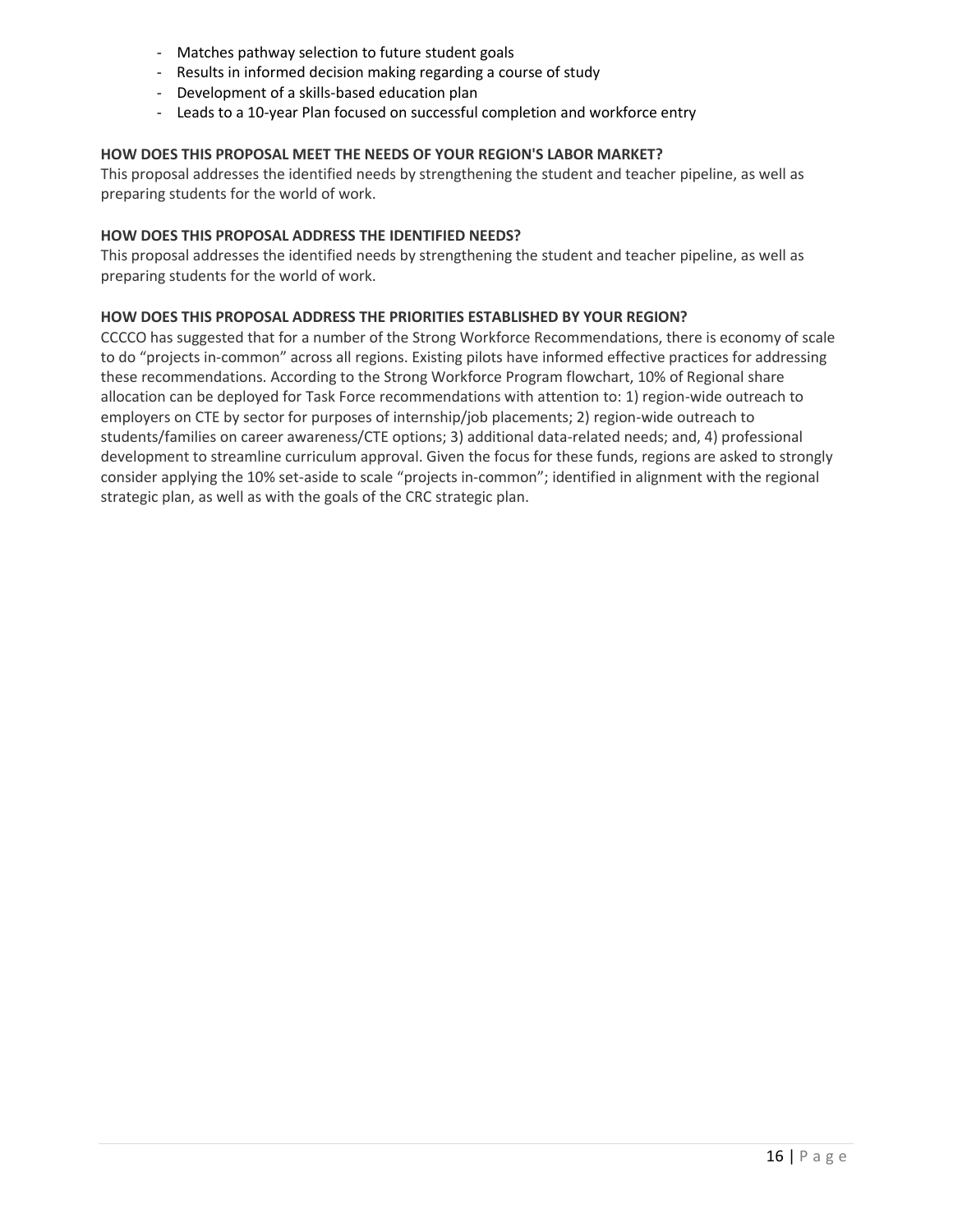- Matches pathway selection to future student goals
- Results in informed decision making regarding a course of study
- Development of a skills-based education plan
- Leads to a 10-year Plan focused on successful completion and workforce entry

**HOW DOES THIS PROPOSAL MEET THE NEEDS OF YOUR REGION'S LABOR MARKET?**

This proposal addresses the identified needs by strengthening the student and teacher pipeline, as well as preparing students for the world of work.

**HOW DOES THIS PROPOSAL ADDRESS THE IDENTIFIED NEEDS?**

This proposal addresses the identified needs by strengthening the student and teacher pipeline, as well as preparing students for the world of work.

**HOW DOES THIS PROPOSAL ADDRESS THE PRIORITIES ESTABLISHED BY YOUR REGION?**

CCCCO has suggested that for a number of the Strong Workforce Recommendations, there is economy of scale to do "projects in-common" across all regions. Existing pilots have informed effective practices for addressing these recommendations. According to the Strong Workforce Program flowchart, 10% of Regional share allocation can be deployed for Task Force recommendations with attention to: 1) region-wide outreach to employers on CTE by sector for purposes of internship/job placements; 2) region-wide outreach to students/families on career awareness/CTE options; 3) additional data-related needs; and, 4) professional development to streamline curriculum approval. Given the focus for these funds, regions are asked to strongly consider applying the 10% set-aside to scale "projects in-common"; identified in alignment with the regional strategic plan, as well as with the goals of the CRC strategic plan.